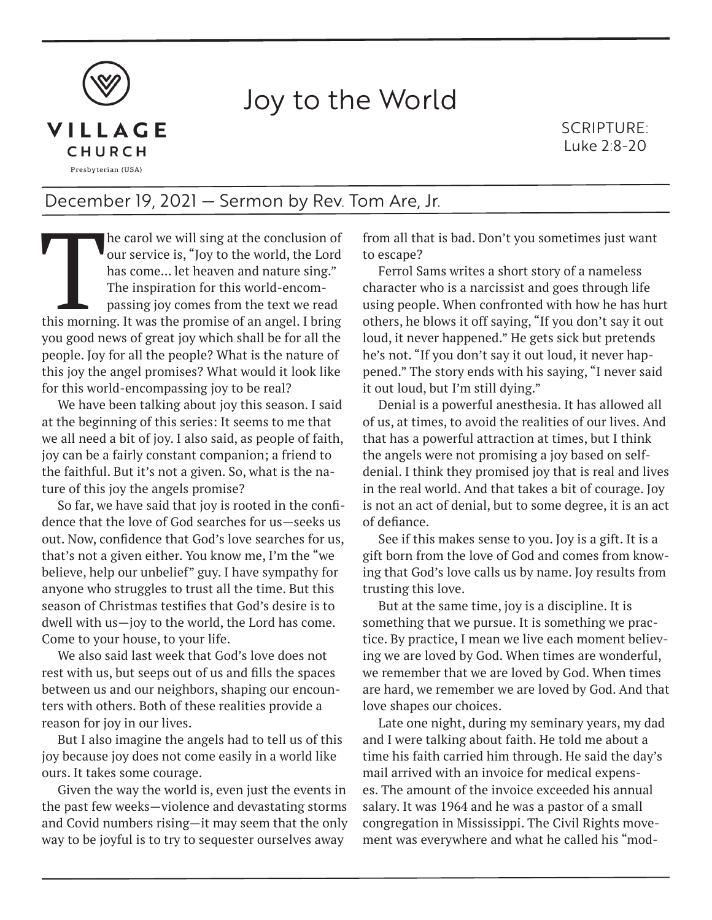VILLAGE CHURCH

Presbyterian (USA)

# Joy to the World

SCRIPTURE: Luke 2:8-20

December 19, 2021 — Sermon by Rev. Tom Are, Jr.

The carol we will sing at the conclusion of our service is, "Joy to the world, the Lord has come… let heaven and nature sing." The inspiration for this world-encompassing joy comes from the text we read this morning. It was the promise of an angel. I bring you good news of great joy which shall be for all the people. Joy for all the people? What is the nature of this joy the angel promises? What would it look like for this world-encompassing joy to be real?

We have been talking about joy this season. I said at the beginning of this series: It seems to me that we all need a bit of joy. I also said, as people of faith, joy can be a fairly constant companion; a friend to the faithful. But it's not a given. So, what is the nature of this joy the angels promise?

So far, we have said that joy is rooted in the confidence that the love of God searches for us—seeks us out. Now, confidence that God's love searches for us, that's not a given either. You know me, I'm the "we believe, help our unbelief" guy. I have sympathy for anyone who struggles to trust all the time. But this season of Christmas testifies that God's desire is to dwell with us—joy to the world, the Lord has come. Come to your house, to your life.

We also said last week that God's love does not rest with us, but seeps out of us and fills the spaces between us and our neighbors, shaping our encounters with others. Both of these realities provide a reason for joy in our lives.

But I also imagine the angels had to tell us of this joy because joy does not come easily in a world like ours. It takes some courage.

Given the way the world is, even just the events in the past few weeks—violence and devastating storms and Covid numbers rising—it may seem that the only way to be joyful is to try to sequester ourselves away from all that is bad. Don't you sometimes just want to escape?

Ferrol Sams writes a short story of a nameless character who is a narcissist and goes through life using people. When confronted with how he has hurt others, he blows it off saying, "If you don't say it out loud, it never happened." He gets sick but pretends he's not. "If you don't say it out loud, it never happened." The story ends with his saying, "I never said it out loud, but I'm still dying."

Denial is a powerful anesthesia. It has allowed all of us, at times, to avoid the realities of our lives. And that has a powerful attraction at times, but I think the angels were not promising a joy based on self-denial. I think they promised joy that is real and lives in the real world. And that takes a bit of courage. Joy is not an act of denial, but to some degree, it is an act of defiance.

See if this makes sense to you. Joy is a gift. It is a gift born from the love of God and comes from knowing that God's love calls us by name. Joy results from trusting this love.

But at the same time, joy is a discipline. It is something that we pursue. It is something we practice. By practice, I mean we live each moment believing we are loved by God. When times are wonderful, we remember that we are loved by God. When times are hard, we remember we are loved by God. And that love shapes our choices.

Late one night, during my seminary years, my dad and I were talking about faith. He told me about a time his faith carried him through. He said the day's mail arrived with an invoice for medical expenses. The amount of the invoice exceeded his annual salary. It was 1964 and he was a pastor of a small congregation in Mississippi. The Civil Rights movement was everywhere and what he called his "mod-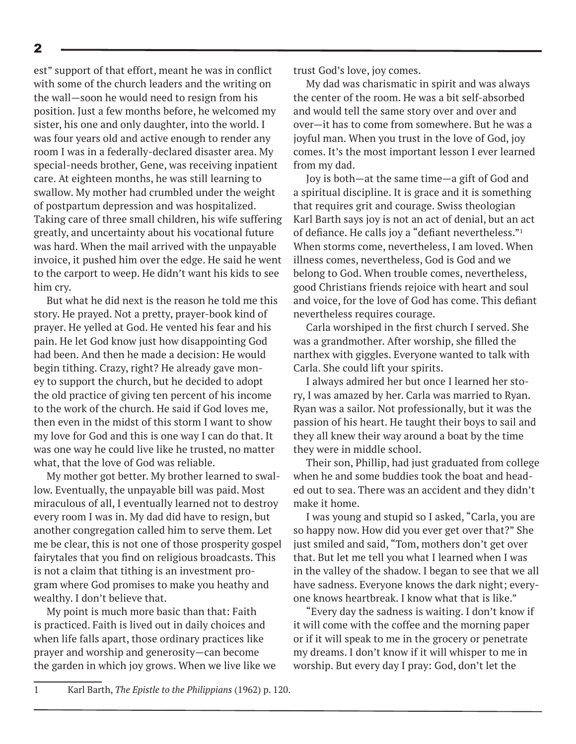est" support of that effort, meant he was in conflict with some of the church leaders and the writing on the wall—soon he would need to resign from his position. Just a few months before, he welcomed my sister, his one and only daughter, into the world. I was four years old and active enough to render any room I was in a federally-declared disaster area. My special-needs brother, Gene, was receiving inpatient care. At eighteen months, he was still learning to swallow. My mother had crumbled under the weight of postpartum depression and was hospitalized. Taking care of three small children, his wife suffering greatly, and uncertainty about his vocational future was hard. When the mail arrived with the unpayable invoice, it pushed him over the edge. He said he went to the carport to weep. He didn't want his kids to see him cry.

But what he did next is the reason he told me this story. He prayed. Not a pretty, prayer-book kind of prayer. He yelled at God. He vented his fear and his pain. He let God know just how disappointing God had been. And then he made a decision: He would begin tithing. Crazy, right? He already gave money to support the church, but he decided to adopt the old practice of giving ten percent of his income to the work of the church. He said if God loves me, then even in the midst of this storm I want to show my love for God and this is one way I can do that. It was one way he could live like he trusted, no matter what, that the love of God was reliable.

My mother got better. My brother learned to swallow. Eventually, the unpayable bill was paid. Most miraculous of all, I eventually learned not to destroy every room I was in. My dad did have to resign, but another congregation called him to serve them. Let me be clear, this is not one of those prosperity gospel fairytales that you find on religious broadcasts. This is not a claim that tithing is an investment program where God promises to make you heathy and wealthy. I don't believe that.

My point is much more basic than that: Faith is practiced. Faith is lived out in daily choices and when life falls apart, those ordinary practices like prayer and worship and generosity—can become the garden in which joy grows. When we live like we trust God's love, joy comes.

My dad was charismatic in spirit and was always the center of the room. He was a bit self-absorbed and would tell the same story over and over and over—it has to come from somewhere. But he was a joyful man. When you trust in the love of God, joy comes. It's the most important lesson I ever learned from my dad.

Joy is both—at the same time—a gift of God and a spiritual discipline. It is grace and it is something that requires grit and courage. Swiss theologian Karl Barth says joy is not an act of denial, but an act of defiance. He calls joy a "defiant nevertheless."[1] When storms come, nevertheless, I am loved. When illness comes, nevertheless, God is God and we belong to God. When trouble comes, nevertheless, good Christians friends rejoice with heart and soul and voice, for the love of God has come. This defiant nevertheless requires courage.

Carla worshiped in the first church I served. She was a grandmother. After worship, she filled the narthex with giggles. Everyone wanted to talk with Carla. She could lift your spirits.

I always admired her but once I learned her story, I was amazed by her. Carla was married to Ryan. Ryan was a sailor. Not professionally, but it was the passion of his heart. He taught their boys to sail and they all knew their way around a boat by the time they were in middle school.

Their son, Phillip, had just graduated from college when he and some buddies took the boat and headed out to sea. There was an accident and they didn't make it home.

I was young and stupid so I asked, "Carla, you are so happy now. How did you ever get over that?" She just smiled and said, "Tom, mothers don't get over that. But let me tell you what I learned when I was in the valley of the shadow. I began to see that we all have sadness. Everyone knows the dark night; everyone knows heartbreak. I know what that is like."

"Every day the sadness is waiting. I don't know if it will come with the coffee and the morning paper or if it will speak to me in the grocery or penetrate my dreams. I don't know if it will whisper to me in worship. But every day I pray: God, don't let the

---

1 Karl Barth, *The Epistle to the Philippians* (1962) p. 120.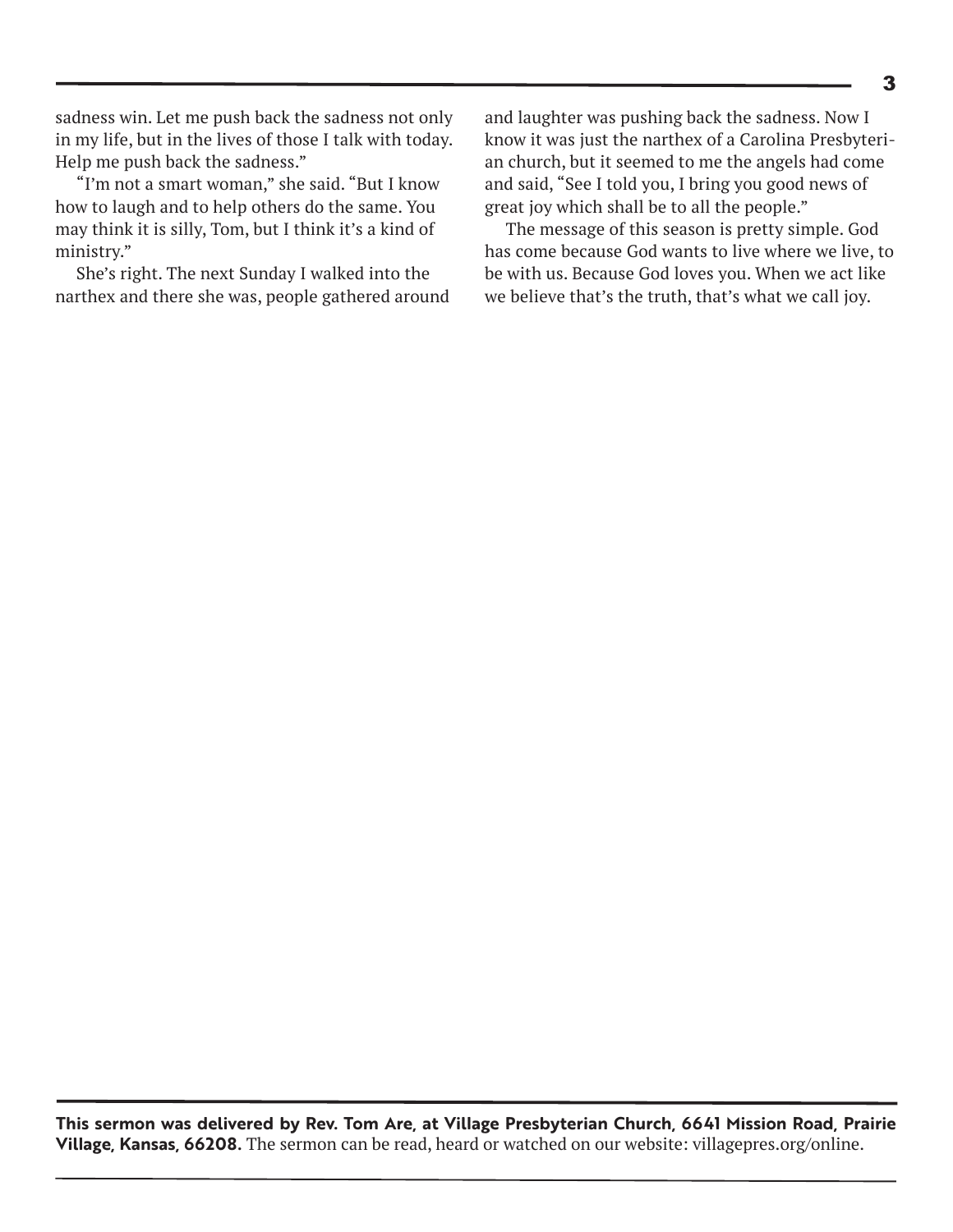sadness win. Let me push back the sadness not only in my life, but in the lives of those I talk with today. Help me push back the sadness."

"I'm not a smart woman," she said. "But I know how to laugh and to help others do the same. You may think it is silly, Tom, but I think it's a kind of ministry."

She's right. The next Sunday I walked into the narthex and there she was, people gathered around and laughter was pushing back the sadness. Now I know it was just the narthex of a Carolina Presbyterian church, but it seemed to me the angels had come and said, "See I told you, I bring you good news of great joy which shall be to all the people."

The message of this season is pretty simple. God has come because God wants to live where we live, to be with us. Because God loves you. When we act like we believe that's the truth, that's what we call joy.

---

**This sermon was delivered by Rev. Tom Are, at Village Presbyterian Church, 6641 Mission Road, Prairie Village, Kansas, 66208.** The sermon can be read, heard or watched on our website: villagepres.org/online.